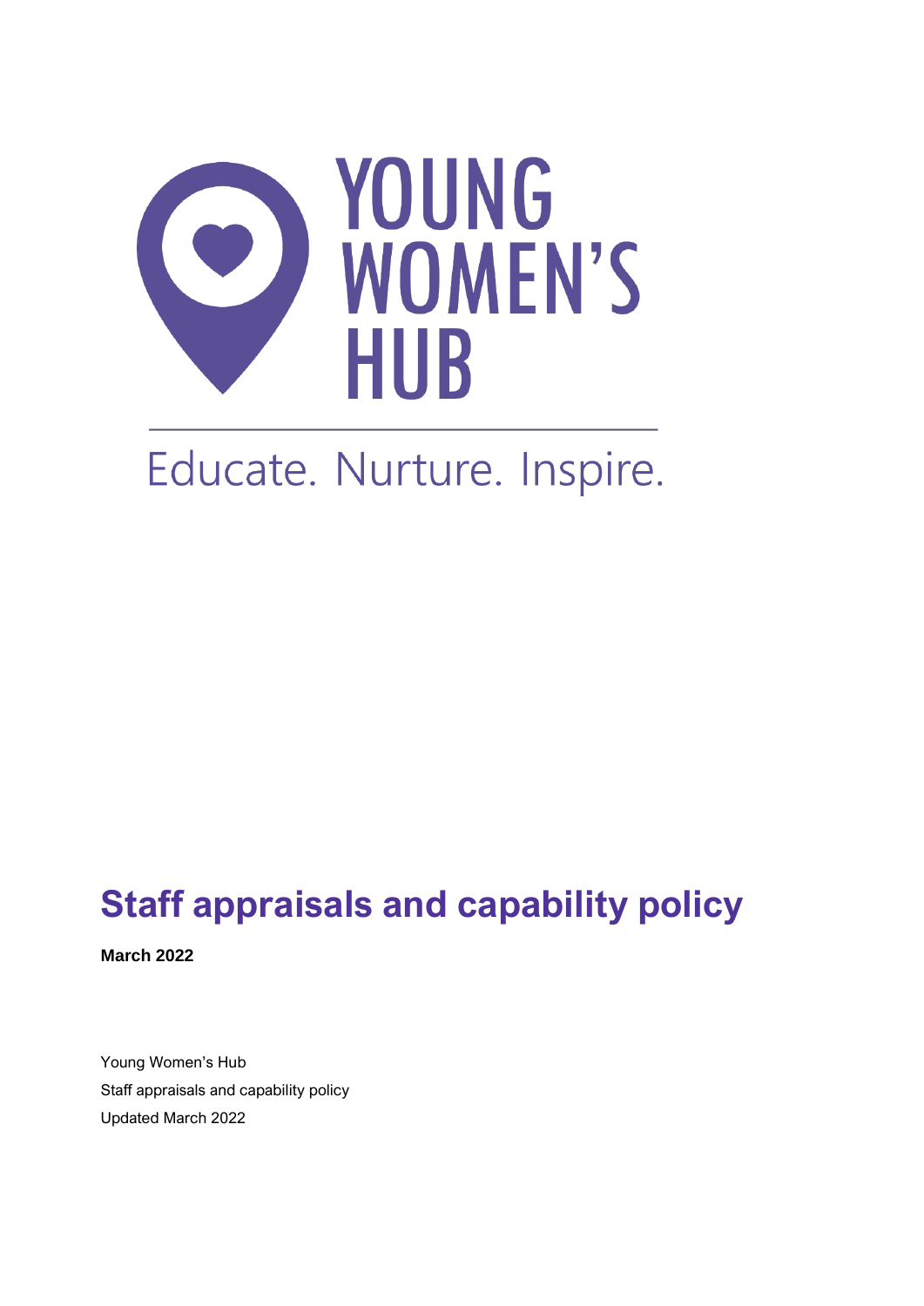YOUNG WOMEN'S HUB

Educate. Nurture. Inspire.

# Staff appraisals and capability policy

**March 2022**

Young Women's Hub
Staff appraisals and capability policy
Updated March 2022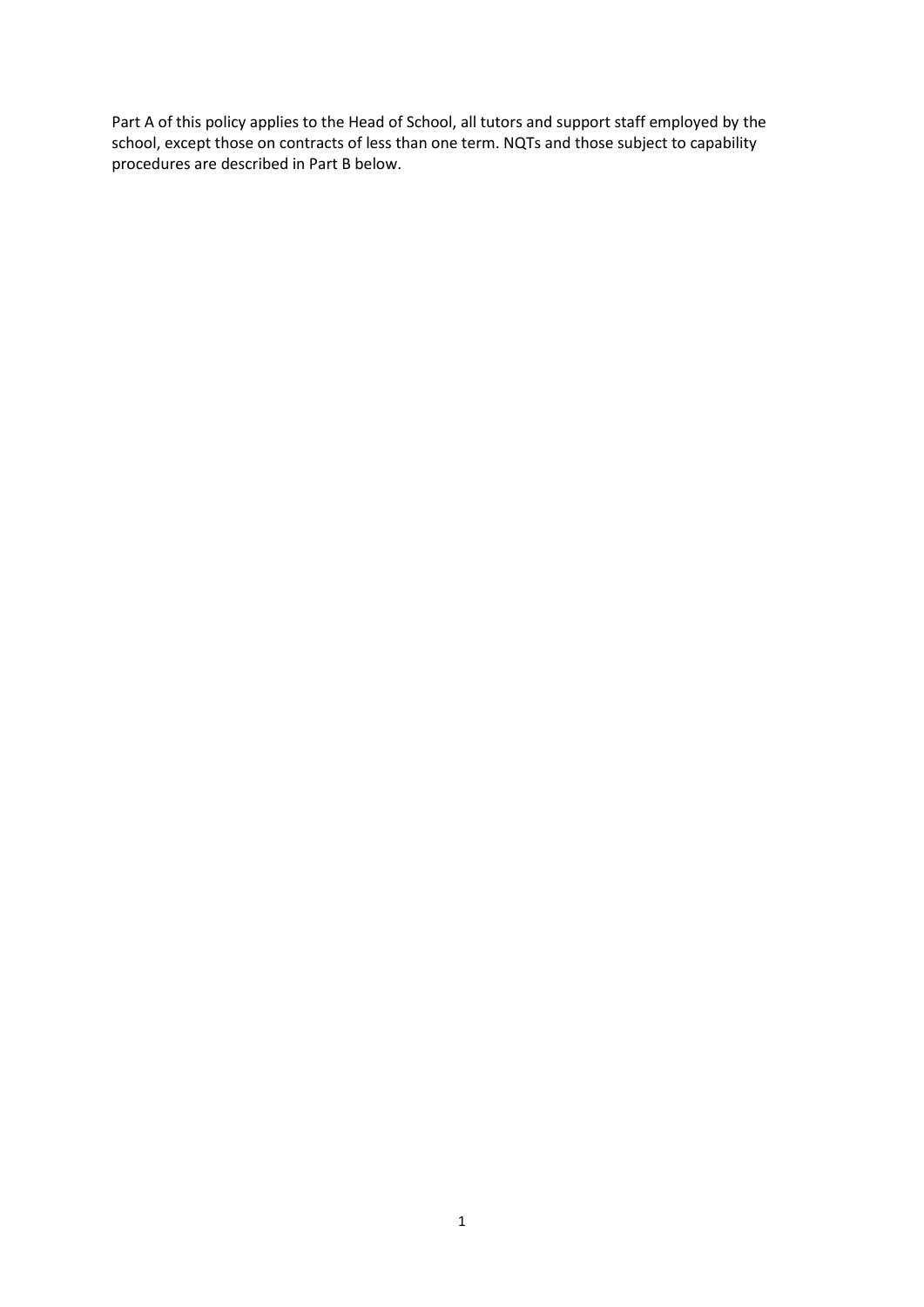Part A of this policy applies to the Head of School, all tutors and support staff employed by the school, except those on contracts of less than one term. NQTs and those subject to capability procedures are described in Part B below.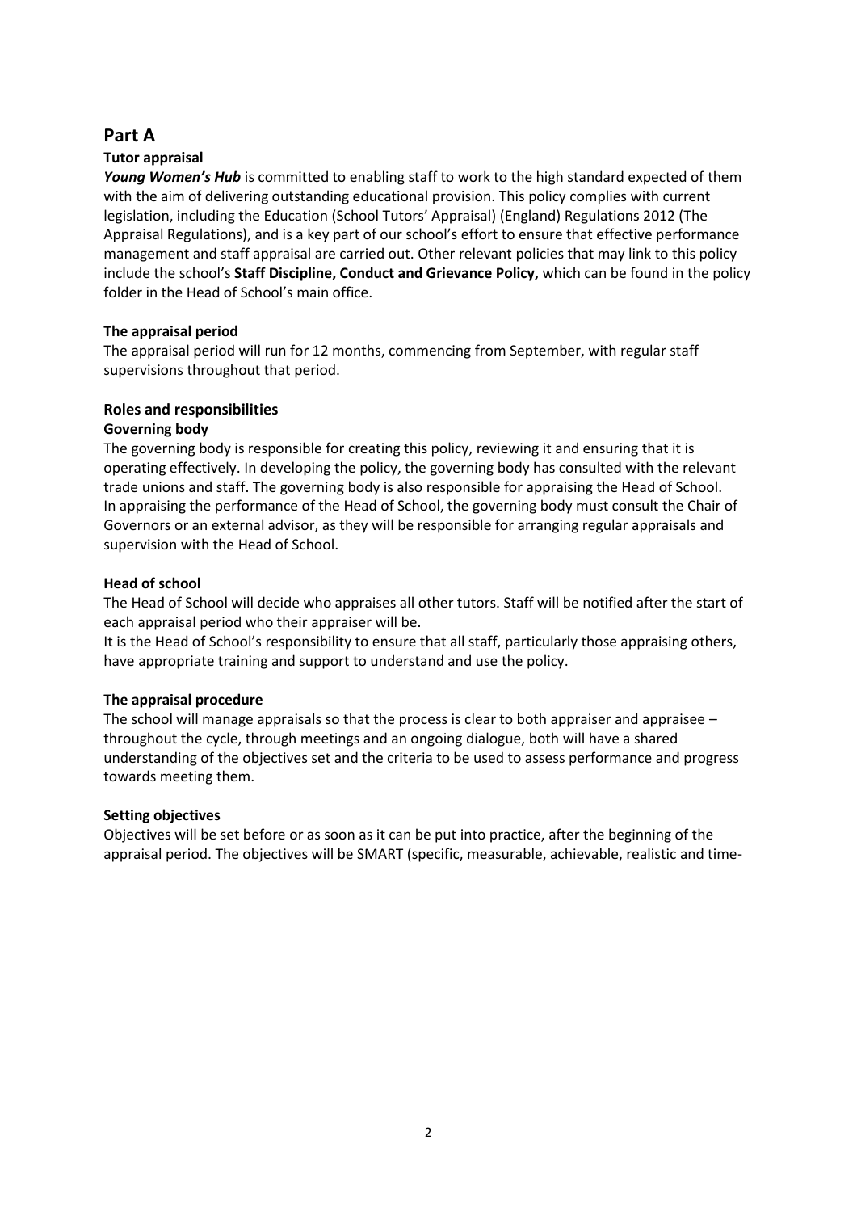## Part A

**Tutor appraisal**

***Young Women's Hub*** is committed to enabling staff to work to the high standard expected of them with the aim of delivering outstanding educational provision. This policy complies with current legislation, including the Education (School Tutors' Appraisal) (England) Regulations 2012 (The Appraisal Regulations), and is a key part of our school's effort to ensure that effective performance management and staff appraisal are carried out. Other relevant policies that may link to this policy include the school's **Staff Discipline, Conduct and Grievance Policy,** which can be found in the policy folder in the Head of School's main office.

**The appraisal period**

The appraisal period will run for 12 months, commencing from September, with regular staff supervisions throughout that period.

### Roles and responsibilities

**Governing body**

The governing body is responsible for creating this policy, reviewing it and ensuring that it is operating effectively. In developing the policy, the governing body has consulted with the relevant trade unions and staff. The governing body is also responsible for appraising the Head of School. In appraising the performance of the Head of School, the governing body must consult the Chair of Governors or an external advisor, as they will be responsible for arranging regular appraisals and supervision with the Head of School.

**Head of school**

The Head of School will decide who appraises all other tutors. Staff will be notified after the start of each appraisal period who their appraiser will be.

It is the Head of School's responsibility to ensure that all staff, particularly those appraising others, have appropriate training and support to understand and use the policy.

**The appraisal procedure**

The school will manage appraisals so that the process is clear to both appraiser and appraisee – throughout the cycle, through meetings and an ongoing dialogue, both will have a shared understanding of the objectives set and the criteria to be used to assess performance and progress towards meeting them.

**Setting objectives**

Objectives will be set before or as soon as it can be put into practice, after the beginning of the appraisal period. The objectives will be SMART (specific, measurable, achievable, realistic and time-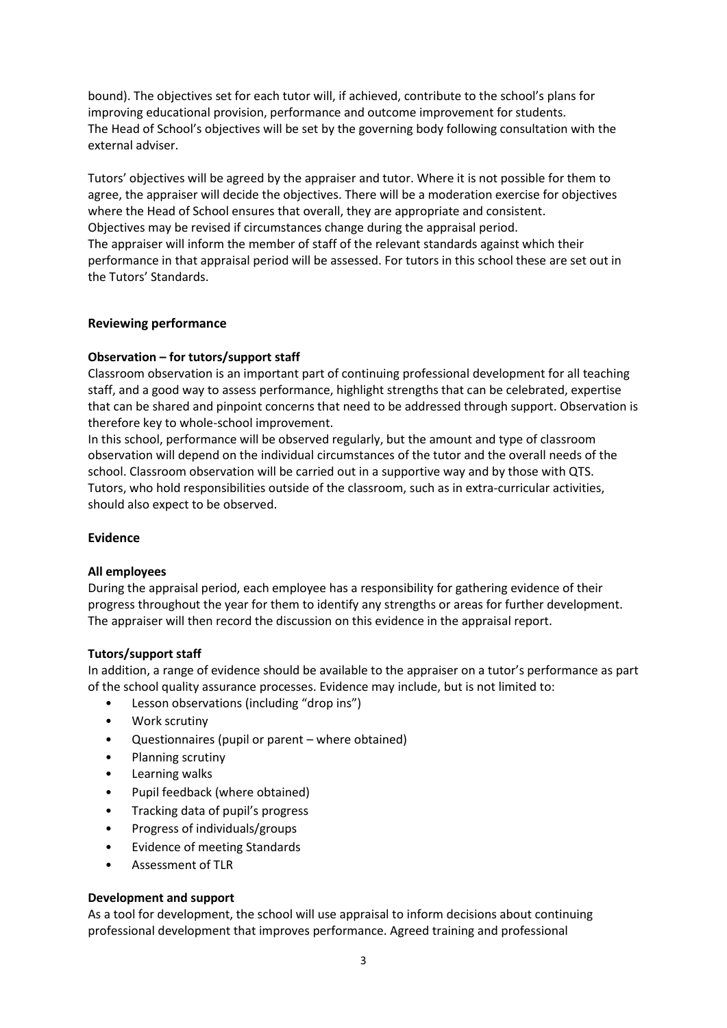bound). The objectives set for each tutor will, if achieved, contribute to the school's plans for improving educational provision, performance and outcome improvement for students.
The Head of School's objectives will be set by the governing body following consultation with the external adviser.

Tutors' objectives will be agreed by the appraiser and tutor. Where it is not possible for them to agree, the appraiser will decide the objectives. There will be a moderation exercise for objectives where the Head of School ensures that overall, they are appropriate and consistent.
Objectives may be revised if circumstances change during the appraisal period.
The appraiser will inform the member of staff of the relevant standards against which their performance in that appraisal period will be assessed. For tutors in this school these are set out in the Tutors' Standards.

**Reviewing performance**

**Observation – for tutors/support staff**

Classroom observation is an important part of continuing professional development for all teaching staff, and a good way to assess performance, highlight strengths that can be celebrated, expertise that can be shared and pinpoint concerns that need to be addressed through support. Observation is therefore key to whole-school improvement.
In this school, performance will be observed regularly, but the amount and type of classroom observation will depend on the individual circumstances of the tutor and the overall needs of the school. Classroom observation will be carried out in a supportive way and by those with QTS.
Tutors, who hold responsibilities outside of the classroom, such as in extra-curricular activities, should also expect to be observed.

**Evidence**

**All employees**

During the appraisal period, each employee has a responsibility for gathering evidence of their progress throughout the year for them to identify any strengths or areas for further development. The appraiser will then record the discussion on this evidence in the appraisal report.

**Tutors/support staff**

In addition, a range of evidence should be available to the appraiser on a tutor's performance as part of the school quality assurance processes. Evidence may include, but is not limited to:

- Lesson observations (including "drop ins")
- Work scrutiny
- Questionnaires (pupil or parent – where obtained)
- Planning scrutiny
- Learning walks
- Pupil feedback (where obtained)
- Tracking data of pupil's progress
- Progress of individuals/groups
- Evidence of meeting Standards
- Assessment of TLR

**Development and support**

As a tool for development, the school will use appraisal to inform decisions about continuing professional development that improves performance. Agreed training and professional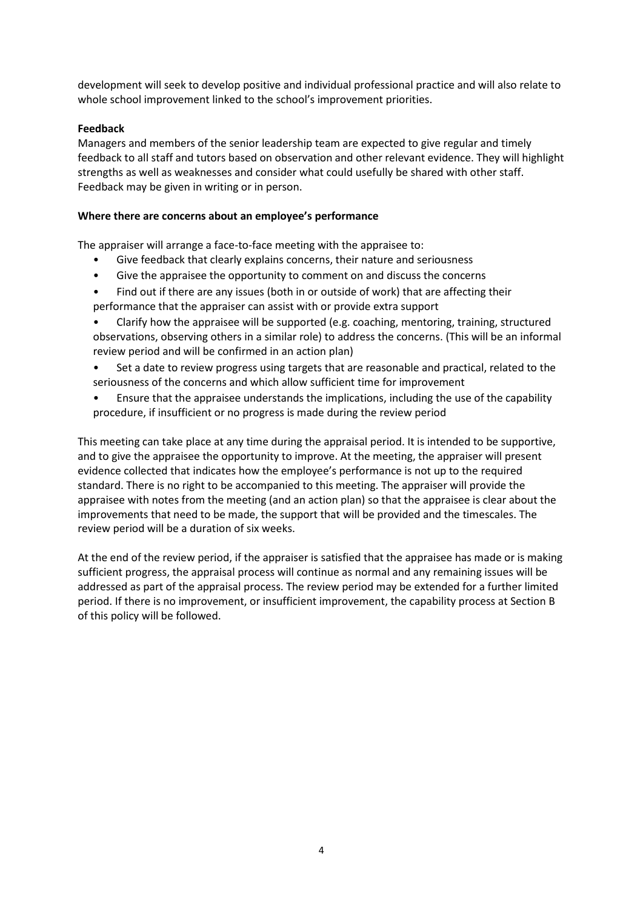development will seek to develop positive and individual professional practice and will also relate to whole school improvement linked to the school's improvement priorities.

**Feedback**

Managers and members of the senior leadership team are expected to give regular and timely feedback to all staff and tutors based on observation and other relevant evidence. They will highlight strengths as well as weaknesses and consider what could usefully be shared with other staff. Feedback may be given in writing or in person.

**Where there are concerns about an employee's performance**

The appraiser will arrange a face-to-face meeting with the appraisee to:

- Give feedback that clearly explains concerns, their nature and seriousness
- Give the appraisee the opportunity to comment on and discuss the concerns
- Find out if there are any issues (both in or outside of work) that are affecting their performance that the appraiser can assist with or provide extra support
- Clarify how the appraisee will be supported (e.g. coaching, mentoring, training, structured observations, observing others in a similar role) to address the concerns. (This will be an informal review period and will be confirmed in an action plan)
- Set a date to review progress using targets that are reasonable and practical, related to the seriousness of the concerns and which allow sufficient time for improvement
- Ensure that the appraisee understands the implications, including the use of the capability procedure, if insufficient or no progress is made during the review period

This meeting can take place at any time during the appraisal period. It is intended to be supportive, and to give the appraisee the opportunity to improve. At the meeting, the appraiser will present evidence collected that indicates how the employee's performance is not up to the required standard. There is no right to be accompanied to this meeting. The appraiser will provide the appraisee with notes from the meeting (and an action plan) so that the appraisee is clear about the improvements that need to be made, the support that will be provided and the timescales. The review period will be a duration of six weeks.

At the end of the review period, if the appraiser is satisfied that the appraisee has made or is making sufficient progress, the appraisal process will continue as normal and any remaining issues will be addressed as part of the appraisal process. The review period may be extended for a further limited period. If there is no improvement, or insufficient improvement, the capability process at Section B of this policy will be followed.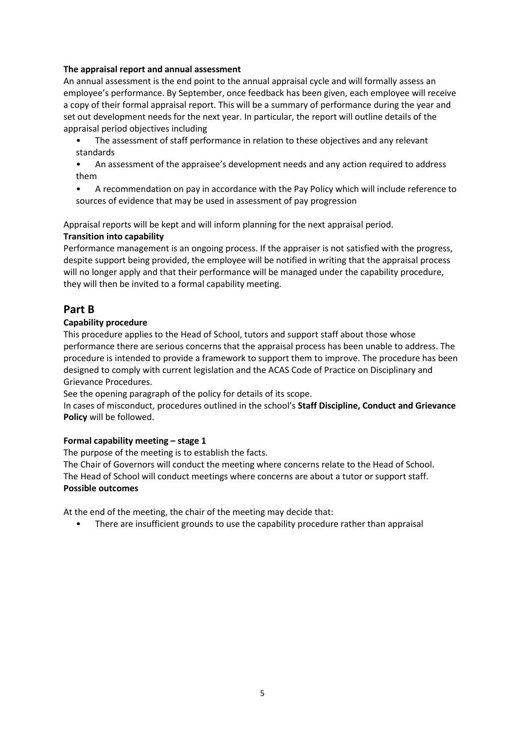**The appraisal report and annual assessment**

An annual assessment is the end point to the annual appraisal cycle and will formally assess an employee's performance. By September, once feedback has been given, each employee will receive a copy of their formal appraisal report. This will be a summary of performance during the year and set out development needs for the next year. In particular, the report will outline details of the appraisal period objectives including

- The assessment of staff performance in relation to these objectives and any relevant standards
- An assessment of the appraisee's development needs and any action required to address them
- A recommendation on pay in accordance with the Pay Policy which will include reference to sources of evidence that may be used in assessment of pay progression

Appraisal reports will be kept and will inform planning for the next appraisal period.

**Transition into capability**

Performance management is an ongoing process. If the appraiser is not satisfied with the progress, despite support being provided, the employee will be notified in writing that the appraisal process will no longer apply and that their performance will be managed under the capability procedure, they will then be invited to a formal capability meeting.

## Part B

**Capability procedure**

This procedure applies to the Head of School, tutors and support staff about those whose performance there are serious concerns that the appraisal process has been unable to address. The procedure is intended to provide a framework to support them to improve. The procedure has been designed to comply with current legislation and the ACAS Code of Practice on Disciplinary and Grievance Procedures.

See the opening paragraph of the policy for details of its scope.

In cases of misconduct, procedures outlined in the school's **Staff Discipline, Conduct and Grievance Policy** will be followed.

**Formal capability meeting – stage 1**

The purpose of the meeting is to establish the facts.

The Chair of Governors will conduct the meeting where concerns relate to the Head of School.

The Head of School will conduct meetings where concerns are about a tutor or support staff.

**Possible outcomes**

At the end of the meeting, the chair of the meeting may decide that:

- There are insufficient grounds to use the capability procedure rather than appraisal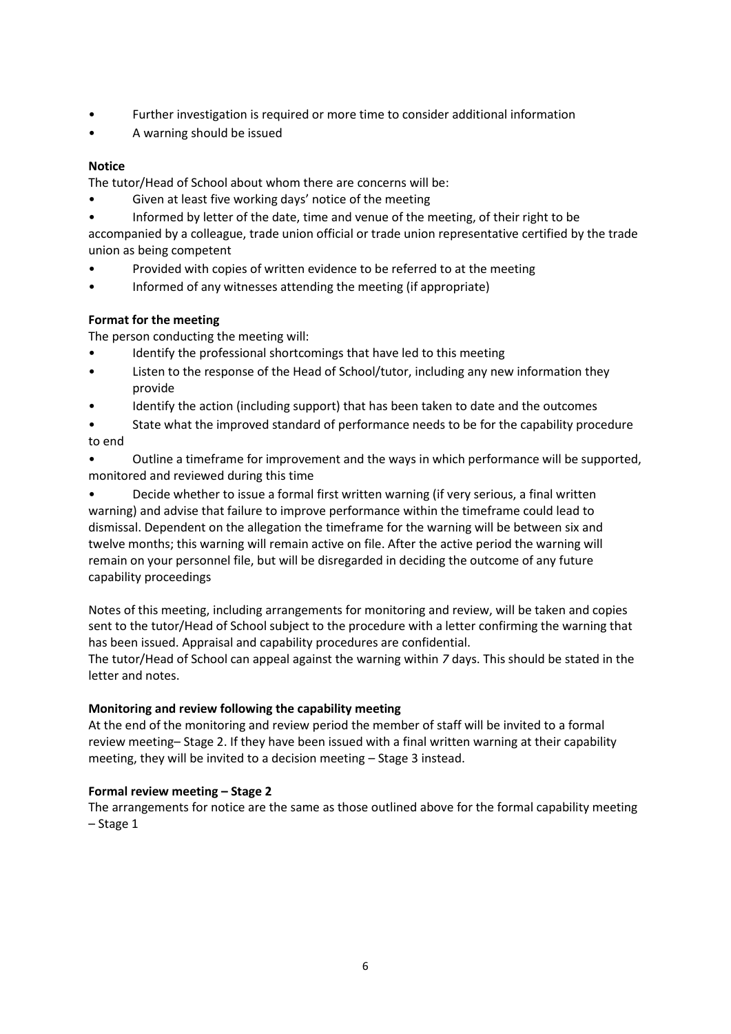- Further investigation is required or more time to consider additional information
- A warning should be issued

**Notice**

The tutor/Head of School about whom there are concerns will be:

- Given at least five working days' notice of the meeting
- Informed by letter of the date, time and venue of the meeting, of their right to be accompanied by a colleague, trade union official or trade union representative certified by the trade union as being competent
- Provided with copies of written evidence to be referred to at the meeting
- Informed of any witnesses attending the meeting (if appropriate)

**Format for the meeting**

The person conducting the meeting will:

- Identify the professional shortcomings that have led to this meeting
- Listen to the response of the Head of School/tutor, including any new information they provide
- Identify the action (including support) that has been taken to date and the outcomes
- State what the improved standard of performance needs to be for the capability procedure to end
- Outline a timeframe for improvement and the ways in which performance will be supported, monitored and reviewed during this time
- Decide whether to issue a formal first written warning (if very serious, a final written warning) and advise that failure to improve performance within the timeframe could lead to dismissal. Dependent on the allegation the timeframe for the warning will be between six and twelve months; this warning will remain active on file. After the active period the warning will remain on your personnel file, but will be disregarded in deciding the outcome of any future capability proceedings

Notes of this meeting, including arrangements for monitoring and review, will be taken and copies sent to the tutor/Head of School subject to the procedure with a letter confirming the warning that has been issued. Appraisal and capability procedures are confidential.

The tutor/Head of School can appeal against the warning within *7* days. This should be stated in the letter and notes.

**Monitoring and review following the capability meeting**

At the end of the monitoring and review period the member of staff will be invited to a formal review meeting– Stage 2. If they have been issued with a final written warning at their capability meeting, they will be invited to a decision meeting – Stage 3 instead.

**Formal review meeting – Stage 2**

The arrangements for notice are the same as those outlined above for the formal capability meeting – Stage 1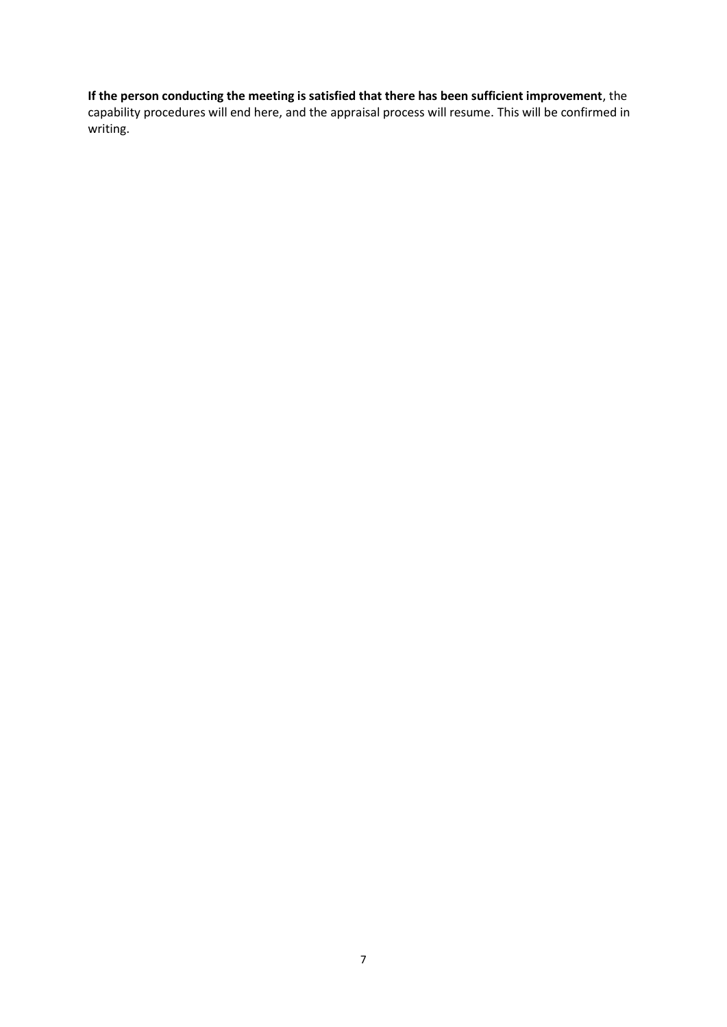**If the person conducting the meeting is satisfied that there has been sufficient improvement**, the capability procedures will end here, and the appraisal process will resume. This will be confirmed in writing.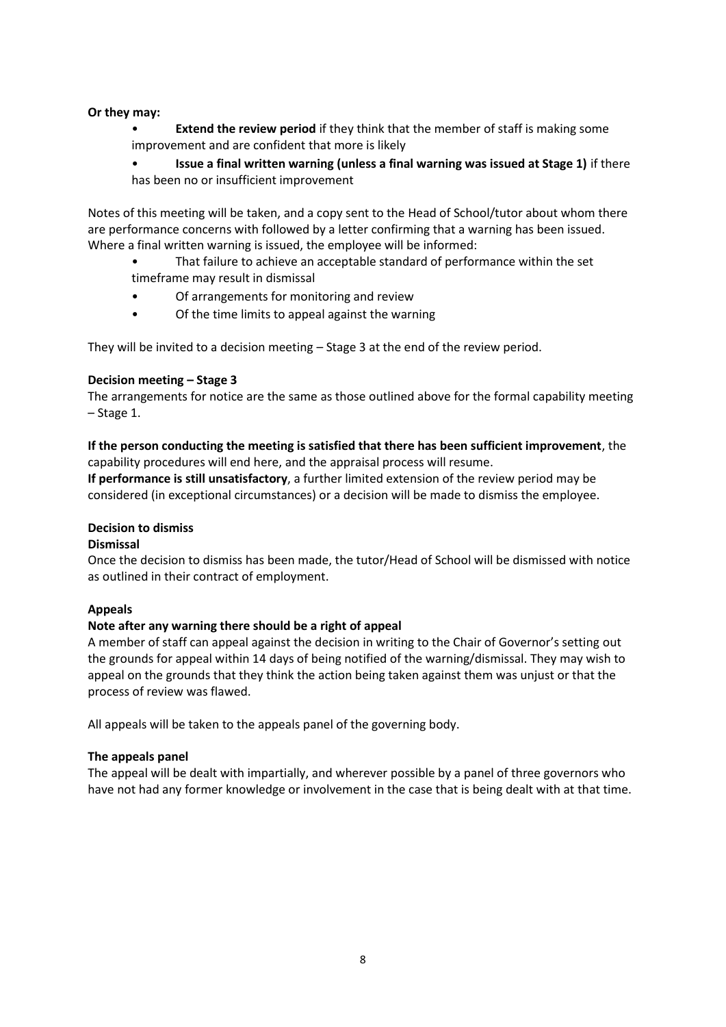**Or they may:**

- **Extend the review period** if they think that the member of staff is making some improvement and are confident that more is likely
- **Issue a final written warning (unless a final warning was issued at Stage 1)** if there has been no or insufficient improvement

Notes of this meeting will be taken, and a copy sent to the Head of School/tutor about whom there are performance concerns with followed by a letter confirming that a warning has been issued. Where a final written warning is issued, the employee will be informed:

- That failure to achieve an acceptable standard of performance within the set timeframe may result in dismissal
- Of arrangements for monitoring and review
- Of the time limits to appeal against the warning

They will be invited to a decision meeting – Stage 3 at the end of the review period.

**Decision meeting – Stage 3**

The arrangements for notice are the same as those outlined above for the formal capability meeting – Stage 1.

**If the person conducting the meeting is satisfied that there has been sufficient improvement**, the capability procedures will end here, and the appraisal process will resume.

**If performance is still unsatisfactory**, a further limited extension of the review period may be considered (in exceptional circumstances) or a decision will be made to dismiss the employee.

**Decision to dismiss**

**Dismissal**

Once the decision to dismiss has been made, the tutor/Head of School will be dismissed with notice as outlined in their contract of employment.

**Appeals**

**Note after any warning there should be a right of appeal**

A member of staff can appeal against the decision in writing to the Chair of Governor's setting out the grounds for appeal within 14 days of being notified of the warning/dismissal. They may wish to appeal on the grounds that they think the action being taken against them was unjust or that the process of review was flawed.

All appeals will be taken to the appeals panel of the governing body.

**The appeals panel**

The appeal will be dealt with impartially, and wherever possible by a panel of three governors who have not had any former knowledge or involvement in the case that is being dealt with at that time.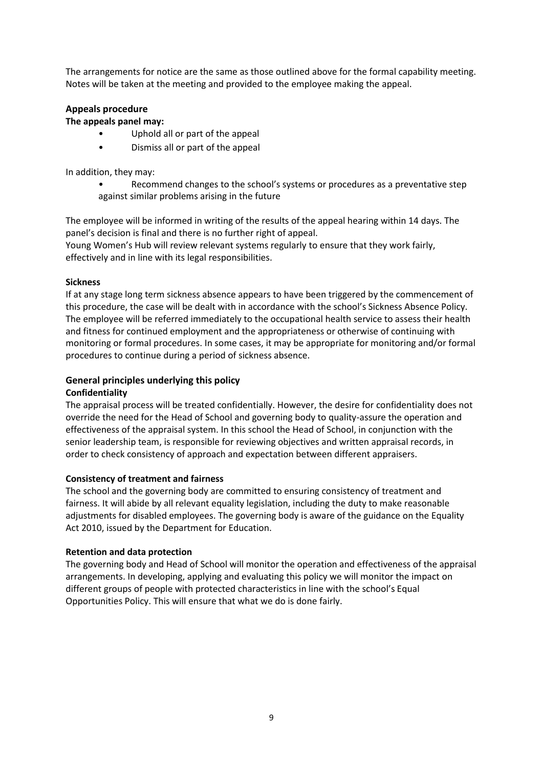The arrangements for notice are the same as those outlined above for the formal capability meeting. Notes will be taken at the meeting and provided to the employee making the appeal.

### Appeals procedure

**The appeals panel may:**

- Uphold all or part of the appeal
- Dismiss all or part of the appeal

In addition, they may:

- Recommend changes to the school's systems or procedures as a preventative step against similar problems arising in the future

The employee will be informed in writing of the results of the appeal hearing within 14 days. The panel's decision is final and there is no further right of appeal.
Young Women's Hub will review relevant systems regularly to ensure that they work fairly, effectively and in line with its legal responsibilities.

**Sickness**

If at any stage long term sickness absence appears to have been triggered by the commencement of this procedure, the case will be dealt with in accordance with the school's Sickness Absence Policy. The employee will be referred immediately to the occupational health service to assess their health and fitness for continued employment and the appropriateness or otherwise of continuing with monitoring or formal procedures. In some cases, it may be appropriate for monitoring and/or formal procedures to continue during a period of sickness absence.

### General principles underlying this policy

**Confidentiality**

The appraisal process will be treated confidentially. However, the desire for confidentiality does not override the need for the Head of School and governing body to quality-assure the operation and effectiveness of the appraisal system. In this school the Head of School, in conjunction with the senior leadership team, is responsible for reviewing objectives and written appraisal records, in order to check consistency of approach and expectation between different appraisers.

**Consistency of treatment and fairness**

The school and the governing body are committed to ensuring consistency of treatment and fairness. It will abide by all relevant equality legislation, including the duty to make reasonable adjustments for disabled employees. The governing body is aware of the guidance on the Equality Act 2010, issued by the Department for Education.

**Retention and data protection**

The governing body and Head of School will monitor the operation and effectiveness of the appraisal arrangements. In developing, applying and evaluating this policy we will monitor the impact on different groups of people with protected characteristics in line with the school's Equal Opportunities Policy. This will ensure that what we do is done fairly.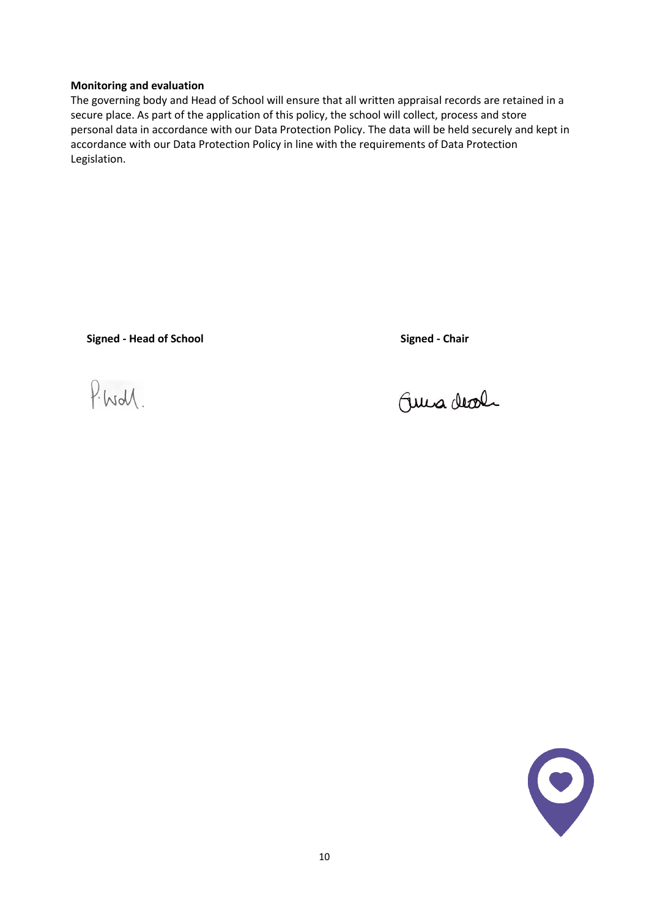**Monitoring and evaluation**

The governing body and Head of School will ensure that all written appraisal records are retained in a secure place. As part of the application of this policy, the school will collect, process and store personal data in accordance with our Data Protection Policy. The data will be held securely and kept in accordance with our Data Protection Policy in line with the requirements of Data Protection Legislation.

**Signed - Head of School**

**Signed - Chair**